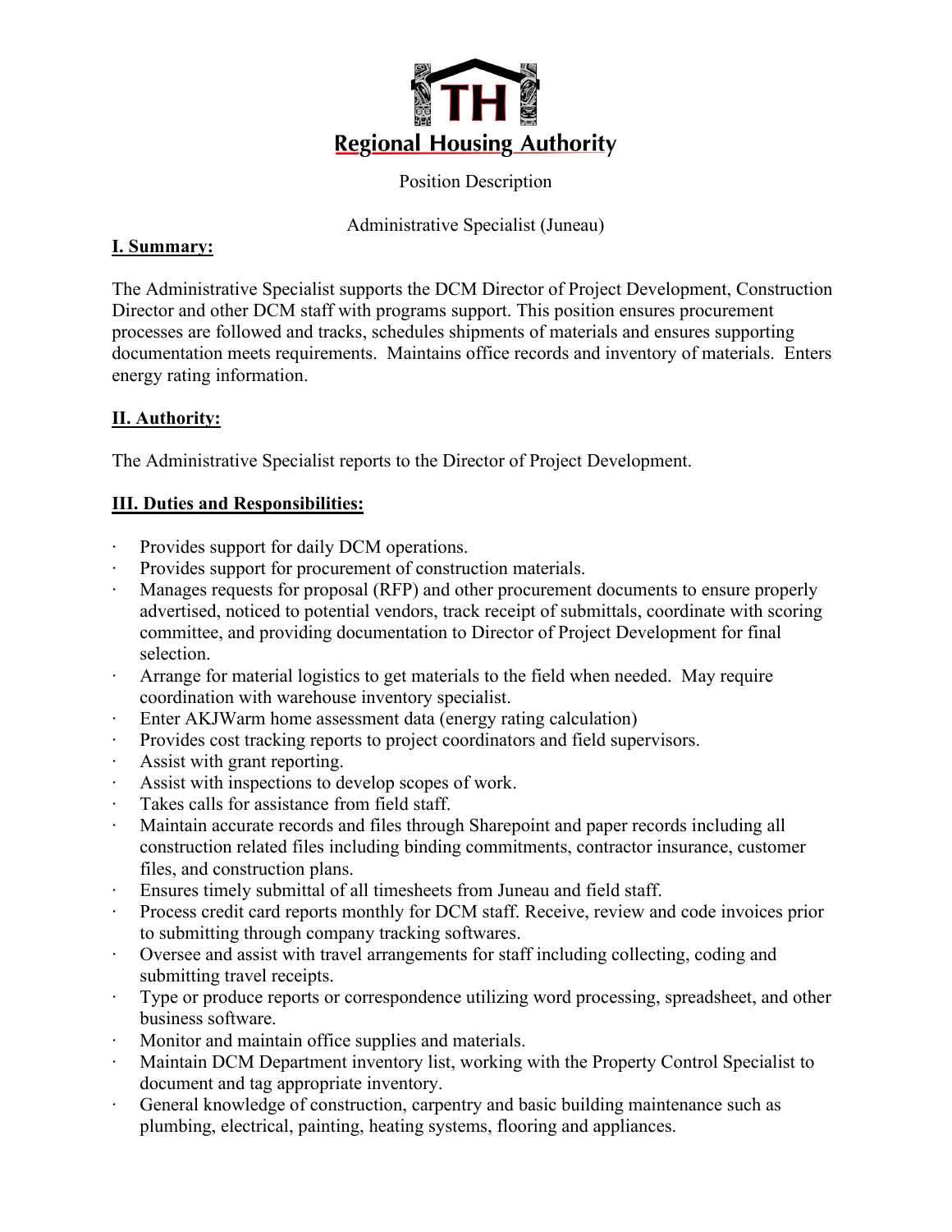# Regional Housing Authority

Position Description

Administrative Specialist (Juneau)

## I. Summary:

The Administrative Specialist supports the DCM Director of Project Development, Construction Director and other DCM staff with programs support. This position ensures procurement processes are followed and tracks, schedules shipments of materials and ensures supporting documentation meets requirements. Maintains office records and inventory of materials. Enters energy rating information.

## II. Authority:

The Administrative Specialist reports to the Director of Project Development.

## III. Duties and Responsibilities:

- Provides support for daily DCM operations.
- Provides support for procurement of construction materials.
- Manages requests for proposal (RFP) and other procurement documents to ensure properly advertised, noticed to potential vendors, track receipt of submittals, coordinate with scoring committee, and providing documentation to Director of Project Development for final selection.
- Arrange for material logistics to get materials to the field when needed. May require coordination with warehouse inventory specialist.
- Enter AKJWarm home assessment data (energy rating calculation)
- Provides cost tracking reports to project coordinators and field supervisors.
- Assist with grant reporting.
- Assist with inspections to develop scopes of work.
- Takes calls for assistance from field staff.
- Maintain accurate records and files through Sharepoint and paper records including all construction related files including binding commitments, contractor insurance, customer files, and construction plans.
- Ensures timely submittal of all timesheets from Juneau and field staff.
- Process credit card reports monthly for DCM staff. Receive, review and code invoices prior to submitting through company tracking softwares.
- Oversee and assist with travel arrangements for staff including collecting, coding and submitting travel receipts.
- Type or produce reports or correspondence utilizing word processing, spreadsheet, and other business software.
- Monitor and maintain office supplies and materials.
- Maintain DCM Department inventory list, working with the Property Control Specialist to document and tag appropriate inventory.
- General knowledge of construction, carpentry and basic building maintenance such as plumbing, electrical, painting, heating systems, flooring and appliances.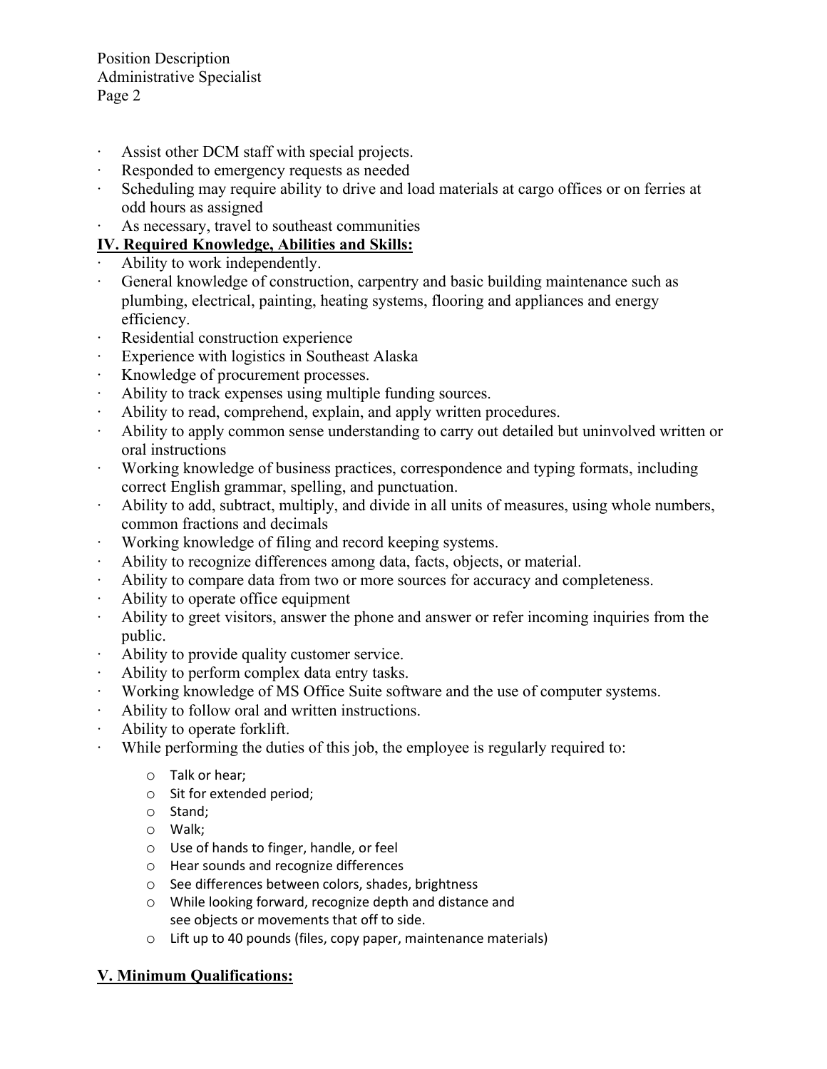- Assist other DCM staff with special projects.
- Responded to emergency requests as needed
- Scheduling may require ability to drive and load materials at cargo offices or on ferries at odd hours as assigned
- As necessary, travel to southeast communities

## IV. Required Knowledge, Abilities and Skills:

- Ability to work independently.
- General knowledge of construction, carpentry and basic building maintenance such as plumbing, electrical, painting, heating systems, flooring and appliances and energy efficiency.
- Residential construction experience
- Experience with logistics in Southeast Alaska
- Knowledge of procurement processes.
- Ability to track expenses using multiple funding sources.
- Ability to read, comprehend, explain, and apply written procedures.
- Ability to apply common sense understanding to carry out detailed but uninvolved written or oral instructions
- Working knowledge of business practices, correspondence and typing formats, including correct English grammar, spelling, and punctuation.
- Ability to add, subtract, multiply, and divide in all units of measures, using whole numbers, common fractions and decimals
- Working knowledge of filing and record keeping systems.
- Ability to recognize differences among data, facts, objects, or material.
- Ability to compare data from two or more sources for accuracy and completeness.
- Ability to operate office equipment
- Ability to greet visitors, answer the phone and answer or refer incoming inquiries from the public.
- Ability to provide quality customer service.
- Ability to perform complex data entry tasks.
- Working knowledge of MS Office Suite software and the use of computer systems.
- Ability to follow oral and written instructions.
- Ability to operate forklift.
- While performing the duties of this job, the employee is regularly required to:
  - Talk or hear;
  - Sit for extended period;
  - Stand;
  - Walk;
  - Use of hands to finger, handle, or feel
  - Hear sounds and recognize differences
  - See differences between colors, shades, brightness
  - While looking forward, recognize depth and distance and see objects or movements that off to side.
  - Lift up to 40 pounds (files, copy paper, maintenance materials)

## V. Minimum Qualifications: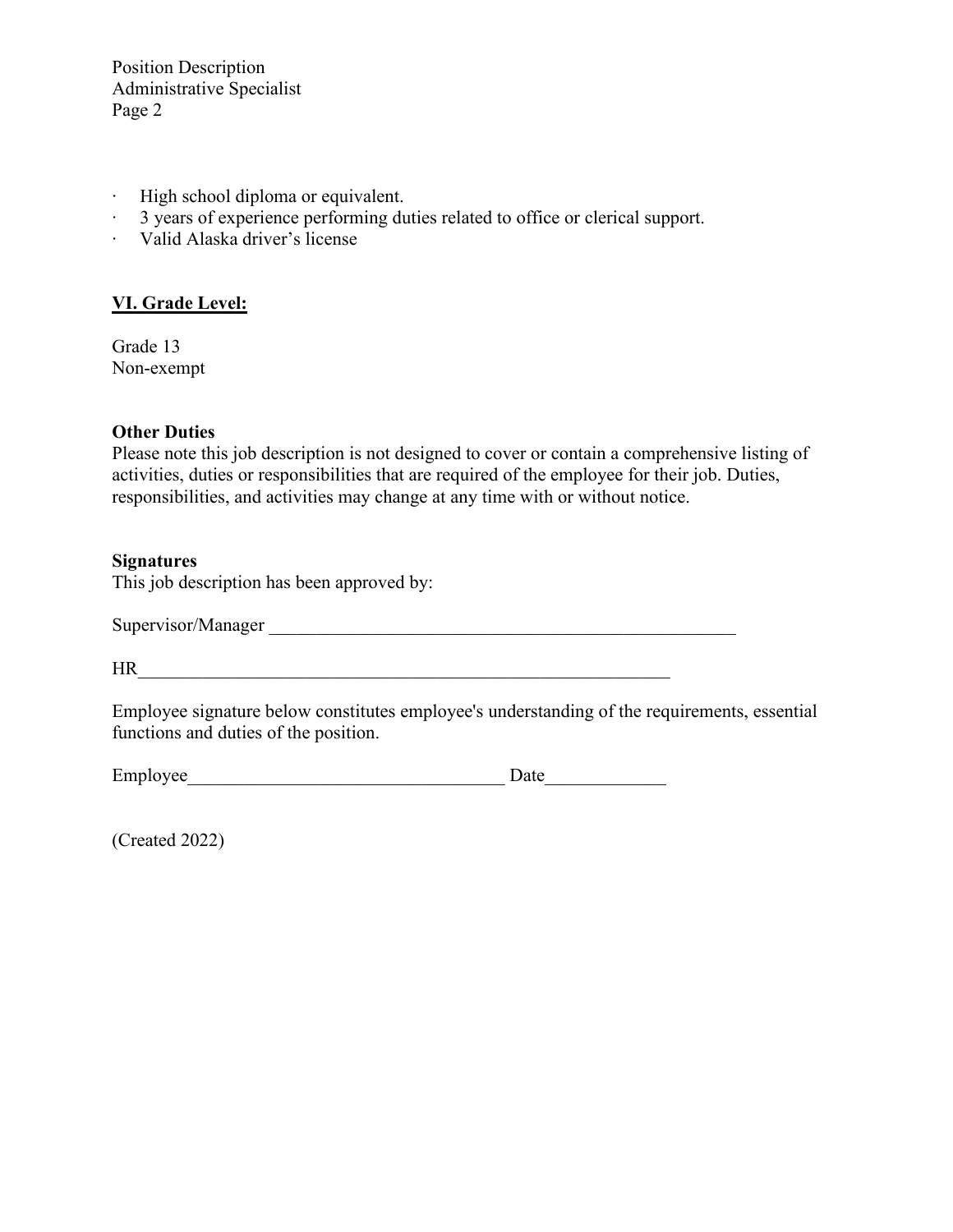- High school diploma or equivalent.
- 3 years of experience performing duties related to office or clerical support.
- Valid Alaska driver's license

## **VI. Grade Level:**

Grade 13
Non-exempt

**Other Duties**
Please note this job description is not designed to cover or contain a comprehensive listing of activities, duties or responsibilities that are required of the employee for their job. Duties, responsibilities, and activities may change at any time with or without notice.

**Signatures**
This job description has been approved by:

Supervisor/Manager ____________________________________________________

HR____________________________________________________________

Employee signature below constitutes employee's understanding of the requirements, essential functions and duties of the position.

Employee__________________________________ Date_____________

(Created 2022)